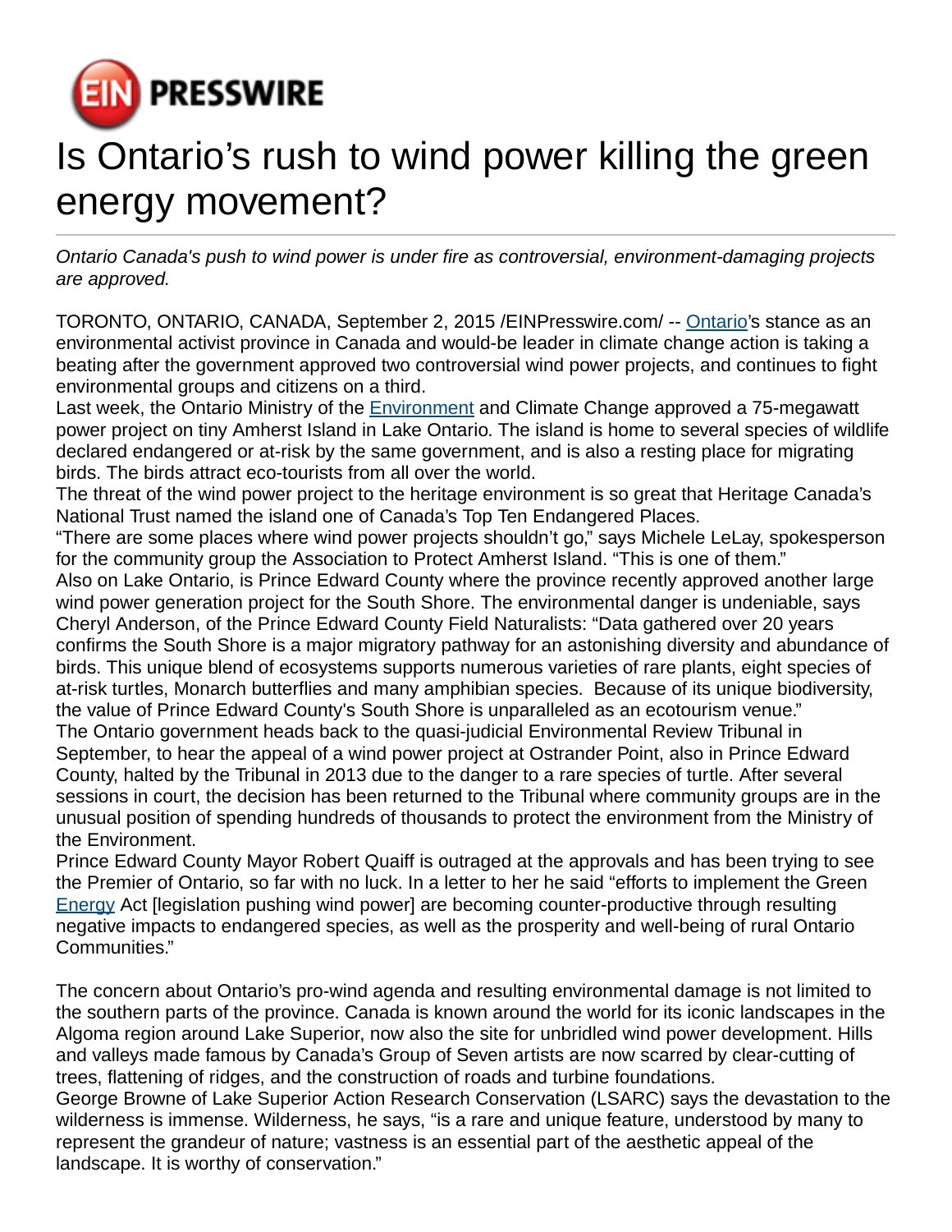# Is Ontario's rush to wind power killing the green energy movement?

*Ontario Canada's push to wind power is under fire as controversial, environment-damaging projects are approved.*

TORONTO, ONTARIO, CANADA, September 2, 2015 /EINPresswire.com/ -- Ontario's stance as an environmental activist province in Canada and would-be leader in climate change action is taking a beating after the government approved two controversial wind power projects, and continues to fight environmental groups and citizens on a third.

Last week, the Ontario Ministry of the Environment and Climate Change approved a 75-megawatt power project on tiny Amherst Island in Lake Ontario. The island is home to several species of wildlife declared endangered or at-risk by the same government, and is also a resting place for migrating birds. The birds attract eco-tourists from all over the world.

The threat of the wind power project to the heritage environment is so great that Heritage Canada's National Trust named the island one of Canada's Top Ten Endangered Places.

"There are some places where wind power projects shouldn't go," says Michele LeLay, spokesperson for the community group the Association to Protect Amherst Island. "This is one of them."

Also on Lake Ontario, is Prince Edward County where the province recently approved another large wind power generation project for the South Shore. The environmental danger is undeniable, says Cheryl Anderson, of the Prince Edward County Field Naturalists: "Data gathered over 20 years confirms the South Shore is a major migratory pathway for an astonishing diversity and abundance of birds. This unique blend of ecosystems supports numerous varieties of rare plants, eight species of at-risk turtles, Monarch butterflies and many amphibian species. Because of its unique biodiversity, the value of Prince Edward County's South Shore is unparalleled as an ecotourism venue."

The Ontario government heads back to the quasi-judicial Environmental Review Tribunal in September, to hear the appeal of a wind power project at Ostrander Point, also in Prince Edward County, halted by the Tribunal in 2013 due to the danger to a rare species of turtle. After several sessions in court, the decision has been returned to the Tribunal where community groups are in the unusual position of spending hundreds of thousands to protect the environment from the Ministry of the Environment.

Prince Edward County Mayor Robert Quaiff is outraged at the approvals and has been trying to see the Premier of Ontario, so far with no luck. In a letter to her he said "efforts to implement the Green Energy Act [legislation pushing wind power] are becoming counter-productive through resulting negative impacts to endangered species, as well as the prosperity and well-being of rural Ontario Communities."

The concern about Ontario's pro-wind agenda and resulting environmental damage is not limited to the southern parts of the province. Canada is known around the world for its iconic landscapes in the Algoma region around Lake Superior, now also the site for unbridled wind power development. Hills and valleys made famous by Canada's Group of Seven artists are now scarred by clear-cutting of trees, flattening of ridges, and the construction of roads and turbine foundations.

George Browne of Lake Superior Action Research Conservation (LSARC) says the devastation to the wilderness is immense. Wilderness, he says, "is a rare and unique feature, understood by many to represent the grandeur of nature; vastness is an essential part of the aesthetic appeal of the landscape. It is worthy of conservation."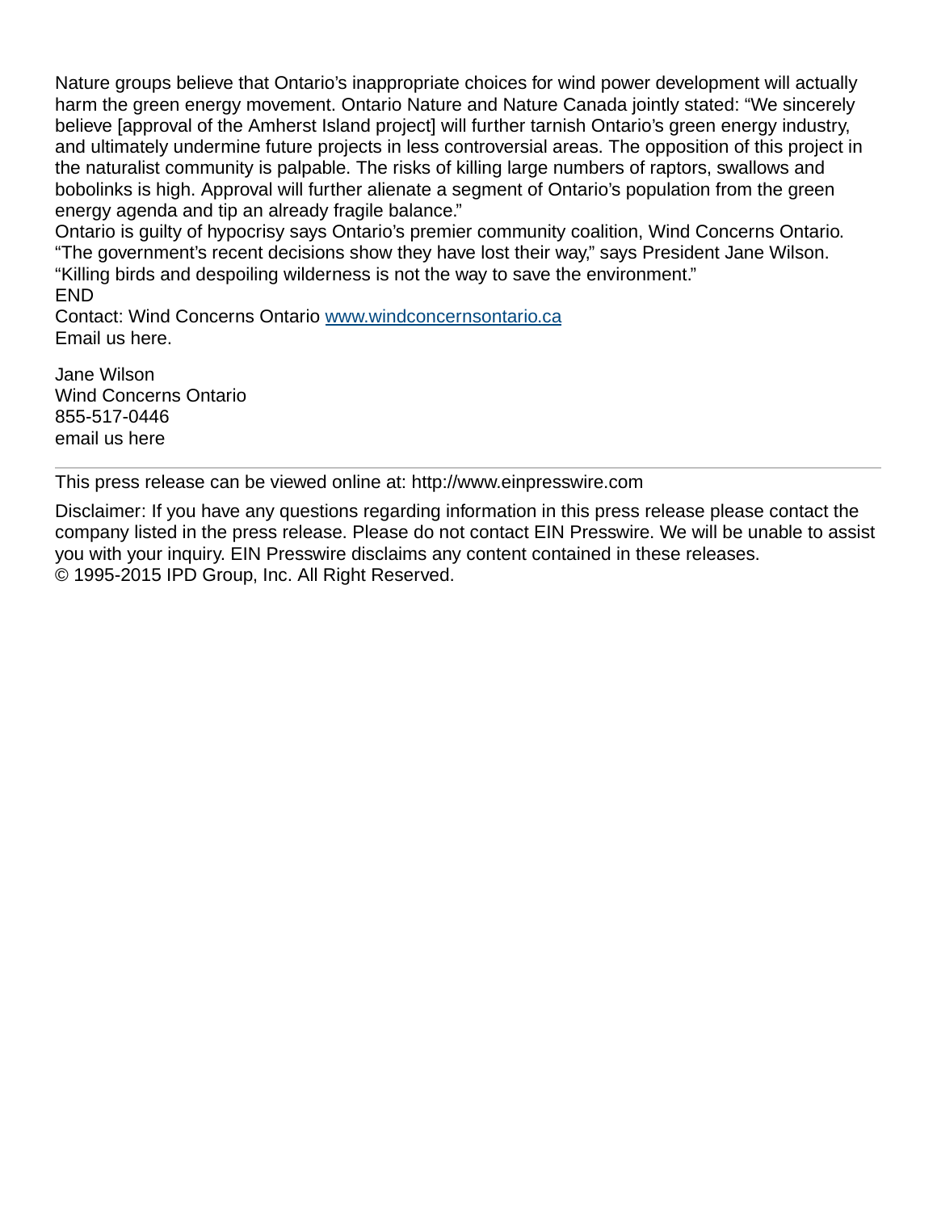Nature groups believe that Ontario's inappropriate choices for wind power development will actually harm the green energy movement. Ontario Nature and Nature Canada jointly stated: "We sincerely believe [approval of the Amherst Island project] will further tarnish Ontario's green energy industry, and ultimately undermine future projects in less controversial areas. The opposition of this project in the naturalist community is palpable. The risks of killing large numbers of raptors, swallows and bobolinks is high. Approval will further alienate a segment of Ontario's population from the green energy agenda and tip an already fragile balance."
Ontario is guilty of hypocrisy says Ontario's premier community coalition, Wind Concerns Ontario. "The government's recent decisions show they have lost their way," says President Jane Wilson. "Killing birds and despoiling wilderness is not the way to save the environment."
END
Contact: Wind Concerns Ontario [www.windconcernsontario.ca](http://www.windconcernsontario.ca)
Email us here.

Jane Wilson
Wind Concerns Ontario
855-517-0446
email us here

---

This press release can be viewed online at: http://www.einpresswire.com

Disclaimer: If you have any questions regarding information in this press release please contact the company listed in the press release. Please do not contact EIN Presswire. We will be unable to assist you with your inquiry. EIN Presswire disclaims any content contained in these releases.
© 1995-2015 IPD Group, Inc. All Right Reserved.